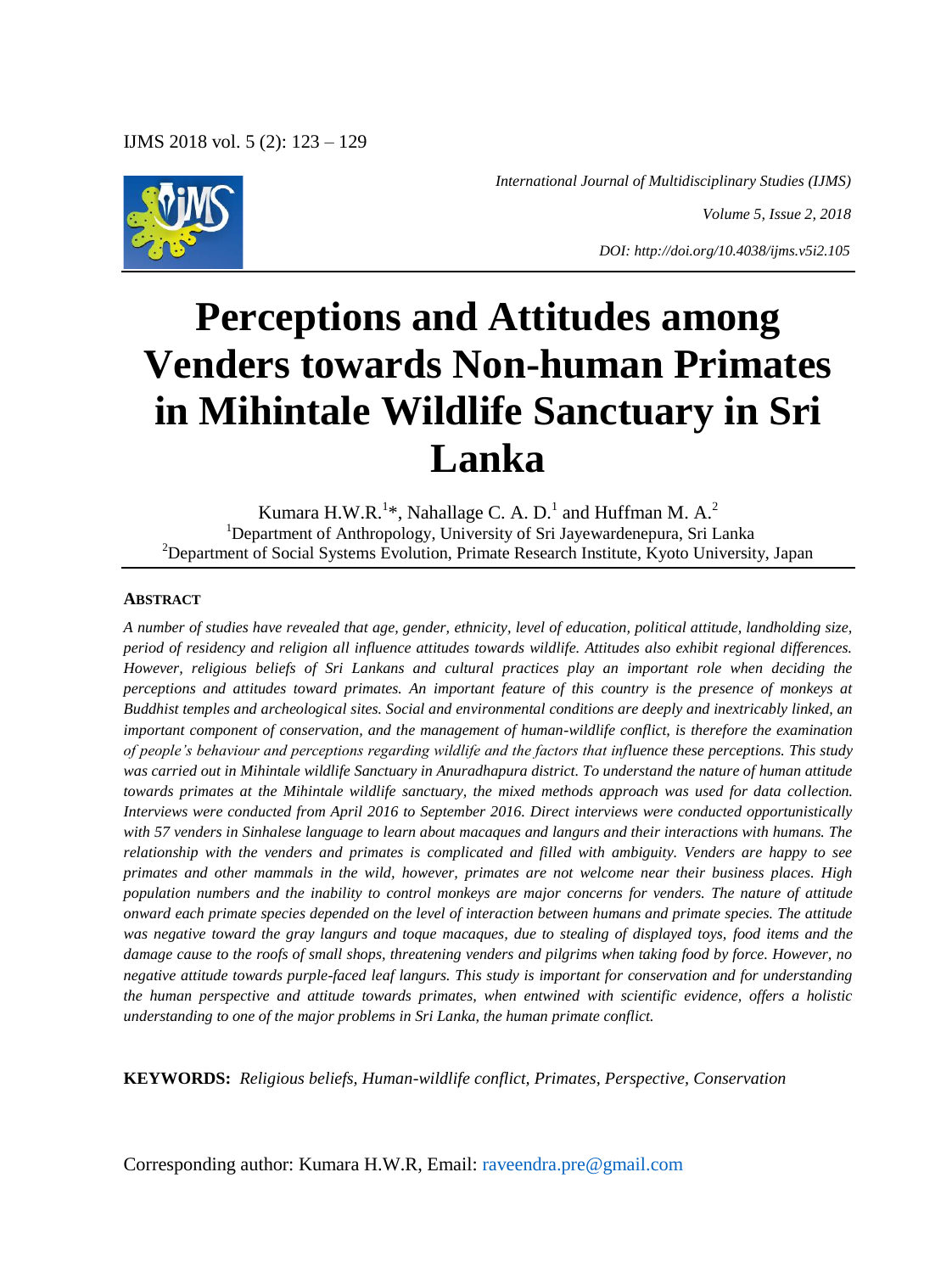*International Journal of Multidisciplinary Studies (IJMS)*

*Volume 5, Issue 2, 2018*

*DOI: http://doi.org/10.4038/ijms.v5i2.105*

# Perceptions and Attitudes among Venders towards Non-human Primates in Mihintale Wildlife Sanctuary in Sri Lanka

Kumara H.W.R.[1]*, Nahallage C. A. D.[1] and Huffman M. A.[2]

[1]Department of Anthropology, University of Sri Jayewardenepura, Sri Lanka

[2]Department of Social Systems Evolution, Primate Research Institute, Kyoto University, Japan

## ABSTRACT

*A number of studies have revealed that age, gender, ethnicity, level of education, political attitude, landholding size, period of residency and religion all influence attitudes towards wildlife. Attitudes also exhibit regional differences. However, religious beliefs of Sri Lankans and cultural practices play an important role when deciding the perceptions and attitudes toward primates. An important feature of this country is the presence of monkeys at Buddhist temples and archeological sites. Social and environmental conditions are deeply and inextricably linked, an important component of conservation, and the management of human-wildlife conflict, is therefore the examination of people's behaviour and perceptions regarding wildlife and the factors that influence these perceptions. This study was carried out in Mihintale wildlife Sanctuary in Anuradhapura district. To understand the nature of human attitude towards primates at the Mihintale wildlife sanctuary, the mixed methods approach was used for data collection. Interviews were conducted from April 2016 to September 2016. Direct interviews were conducted opportunistically with 57 venders in Sinhalese language to learn about macaques and langurs and their interactions with humans. The relationship with the venders and primates is complicated and filled with ambiguity. Venders are happy to see primates and other mammals in the wild, however, primates are not welcome near their business places. High population numbers and the inability to control monkeys are major concerns for venders. The nature of attitude onward each primate species depended on the level of interaction between humans and primate species. The attitude was negative toward the gray langurs and toque macaques, due to stealing of displayed toys, food items and the damage cause to the roofs of small shops, threatening venders and pilgrims when taking food by force. However, no negative attitude towards purple-faced leaf langurs. This study is important for conservation and for understanding the human perspective and attitude towards primates, when entwined with scientific evidence, offers a holistic understanding to one of the major problems in Sri Lanka, the human primate conflict.*

**KEYWORDS:** *Religious beliefs, Human-wildlife conflict, Primates, Perspective, Conservation*

Corresponding author: Kumara H.W.R, Email: raveendra.pre@gmail.com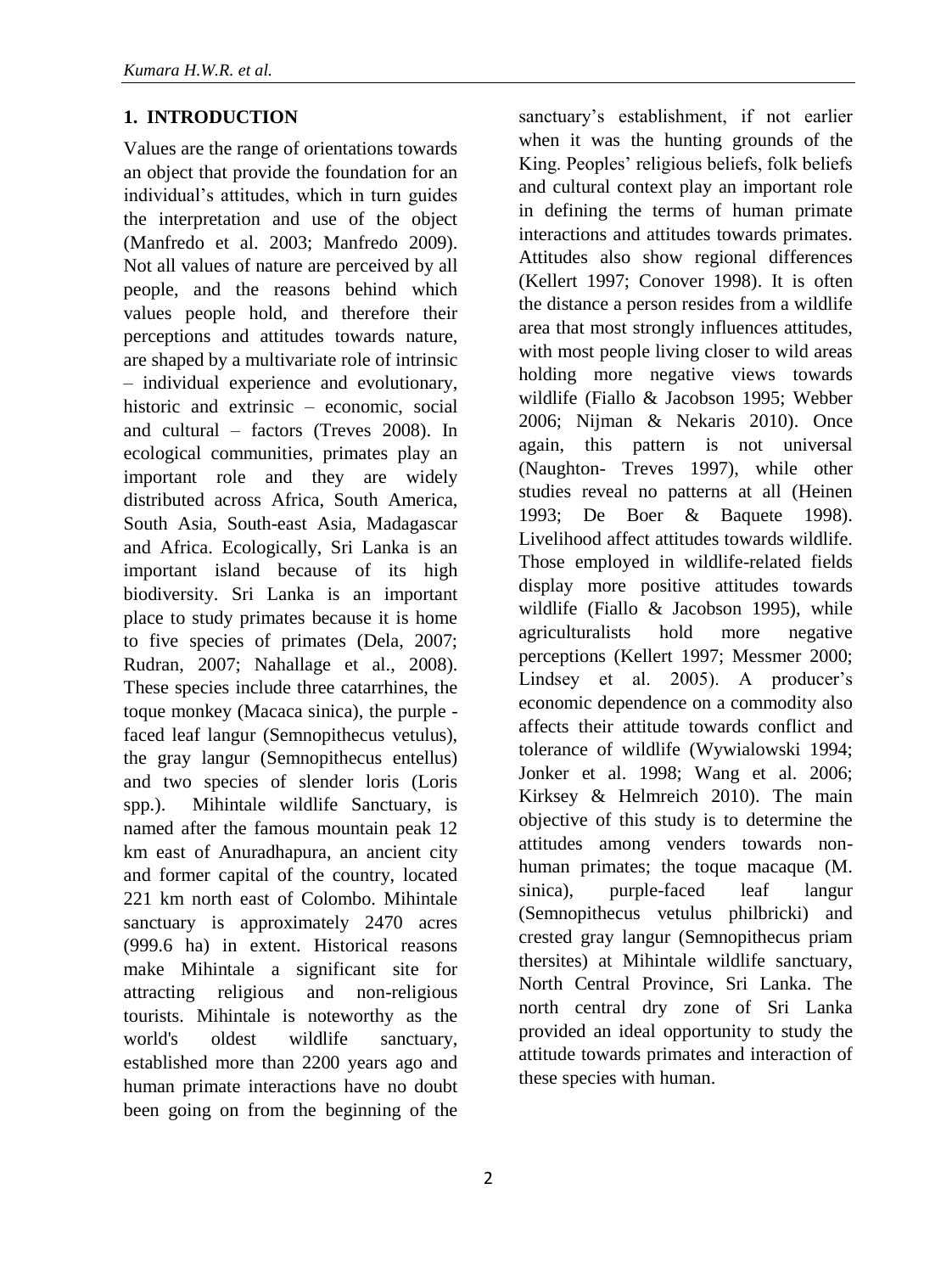## 1. INTRODUCTION

Values are the range of orientations towards an object that provide the foundation for an individual's attitudes, which in turn guides the interpretation and use of the object (Manfredo et al. 2003; Manfredo 2009). Not all values of nature are perceived by all people, and the reasons behind which values people hold, and therefore their perceptions and attitudes towards nature, are shaped by a multivariate role of intrinsic – individual experience and evolutionary, historic and extrinsic – economic, social and cultural – factors (Treves 2008). In ecological communities, primates play an important role and they are widely distributed across Africa, South America, South Asia, South-east Asia, Madagascar and Africa. Ecologically, Sri Lanka is an important island because of its high biodiversity. Sri Lanka is an important place to study primates because it is home to five species of primates (Dela, 2007; Rudran, 2007; Nahallage et al., 2008). These species include three catarrhines, the toque monkey (Macaca sinica), the purple - faced leaf langur (Semnopithecus vetulus), the gray langur (Semnopithecus entellus) and two species of slender loris (Loris spp.). Mihintale wildlife Sanctuary, is named after the famous mountain peak 12 km east of Anuradhapura, an ancient city and former capital of the country, located 221 km north east of Colombo. Mihintale sanctuary is approximately 2470 acres (999.6 ha) in extent. Historical reasons make Mihintale a significant site for attracting religious and non-religious tourists. Mihintale is noteworthy as the world's oldest wildlife sanctuary, established more than 2200 years ago and human primate interactions have no doubt been going on from the beginning of the sanctuary's establishment, if not earlier when it was the hunting grounds of the King. Peoples' religious beliefs, folk beliefs and cultural context play an important role in defining the terms of human primate interactions and attitudes towards primates. Attitudes also show regional differences (Kellert 1997; Conover 1998). It is often the distance a person resides from a wildlife area that most strongly influences attitudes, with most people living closer to wild areas holding more negative views towards wildlife (Fiallo & Jacobson 1995; Webber 2006; Nijman & Nekaris 2010). Once again, this pattern is not universal (Naughton- Treves 1997), while other studies reveal no patterns at all (Heinen 1993; De Boer & Baquete 1998). Livelihood affect attitudes towards wildlife. Those employed in wildlife-related fields display more positive attitudes towards wildlife (Fiallo & Jacobson 1995), while agriculturalists hold more negative perceptions (Kellert 1997; Messmer 2000; Lindsey et al. 2005). A producer's economic dependence on a commodity also affects their attitude towards conflict and tolerance of wildlife (Wywialowski 1994; Jonker et al. 1998; Wang et al. 2006; Kirksey & Helmreich 2010). The main objective of this study is to determine the attitudes among venders towards non-human primates; the toque macaque (M. sinica), purple-faced leaf langur (Semnopithecus vetulus philbricki) and crested gray langur (Semnopithecus priam thersites) at Mihintale wildlife sanctuary, North Central Province, Sri Lanka. The north central dry zone of Sri Lanka provided an ideal opportunity to study the attitude towards primates and interaction of these species with human.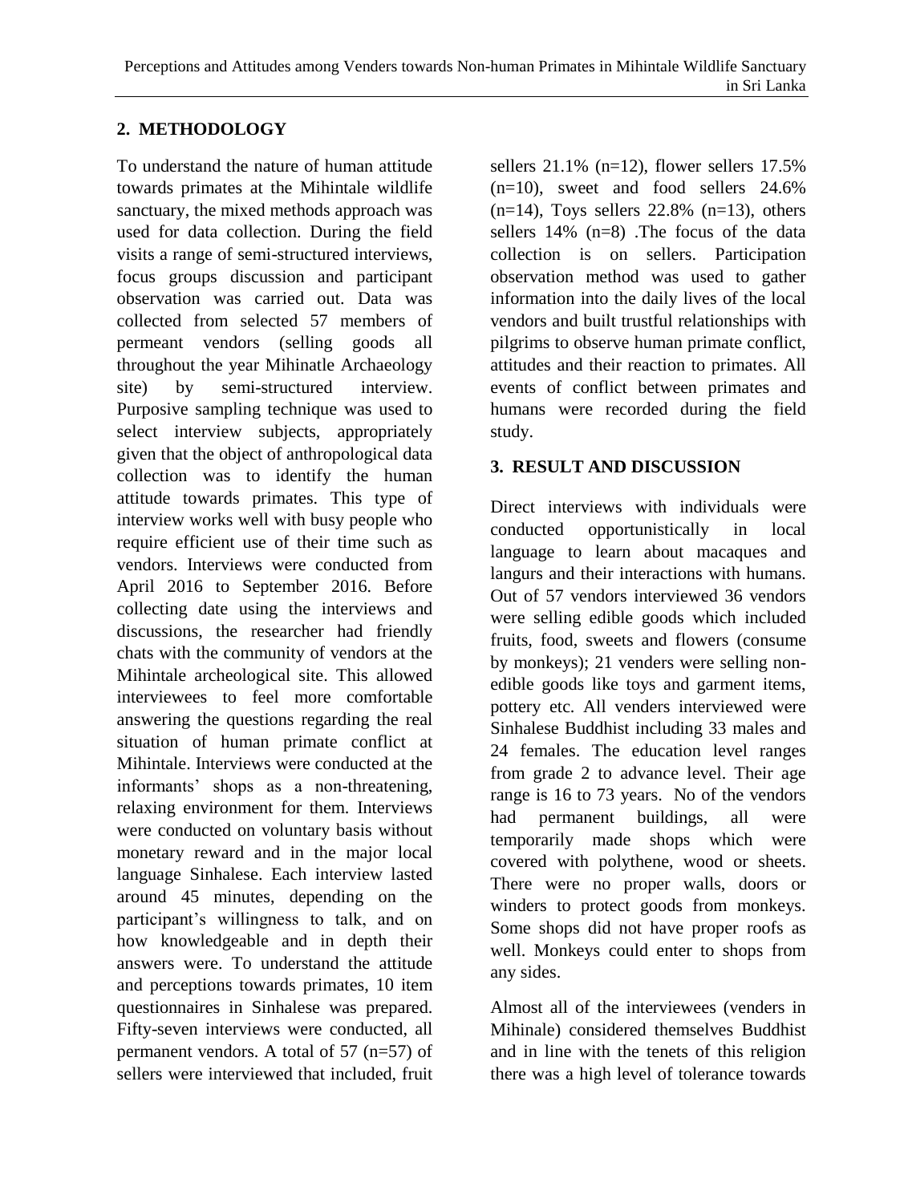## 2. METHODOLOGY

To understand the nature of human attitude towards primates at the Mihintale wildlife sanctuary, the mixed methods approach was used for data collection. During the field visits a range of semi-structured interviews, focus groups discussion and participant observation was carried out. Data was collected from selected 57 members of permeant vendors (selling goods all throughout the year Mihinatle Archaeology site) by semi-structured interview. Purposive sampling technique was used to select interview subjects, appropriately given that the object of anthropological data collection was to identify the human attitude towards primates. This type of interview works well with busy people who require efficient use of their time such as vendors. Interviews were conducted from April 2016 to September 2016. Before collecting date using the interviews and discussions, the researcher had friendly chats with the community of vendors at the Mihintale archeological site. This allowed interviewees to feel more comfortable answering the questions regarding the real situation of human primate conflict at Mihintale. Interviews were conducted at the informants' shops as a non-threatening, relaxing environment for them. Interviews were conducted on voluntary basis without monetary reward and in the major local language Sinhalese. Each interview lasted around 45 minutes, depending on the participant's willingness to talk, and on how knowledgeable and in depth their answers were. To understand the attitude and perceptions towards primates, 10 item questionnaires in Sinhalese was prepared. Fifty-seven interviews were conducted, all permanent vendors. A total of 57 (n=57) of sellers were interviewed that included, fruit sellers 21.1% (n=12), flower sellers 17.5% (n=10), sweet and food sellers 24.6% (n=14), Toys sellers 22.8% (n=13), others sellers 14% (n=8) .The focus of the data collection is on sellers. Participation observation method was used to gather information into the daily lives of the local vendors and built trustful relationships with pilgrims to observe human primate conflict, attitudes and their reaction to primates. All events of conflict between primates and humans were recorded during the field study.

## 3. RESULT AND DISCUSSION

Direct interviews with individuals were conducted opportunistically in local language to learn about macaques and langurs and their interactions with humans. Out of 57 vendors interviewed 36 vendors were selling edible goods which included fruits, food, sweets and flowers (consume by monkeys); 21 venders were selling non-edible goods like toys and garment items, pottery etc. All venders interviewed were Sinhalese Buddhist including 33 males and 24 females. The education level ranges from grade 2 to advance level. Their age range is 16 to 73 years. No of the vendors had permanent buildings, all were temporarily made shops which were covered with polythene, wood or sheets. There were no proper walls, doors or winders to protect goods from monkeys. Some shops did not have proper roofs as well. Monkeys could enter to shops from any sides.

Almost all of the interviewees (venders in Mihinale) considered themselves Buddhist and in line with the tenets of this religion there was a high level of tolerance towards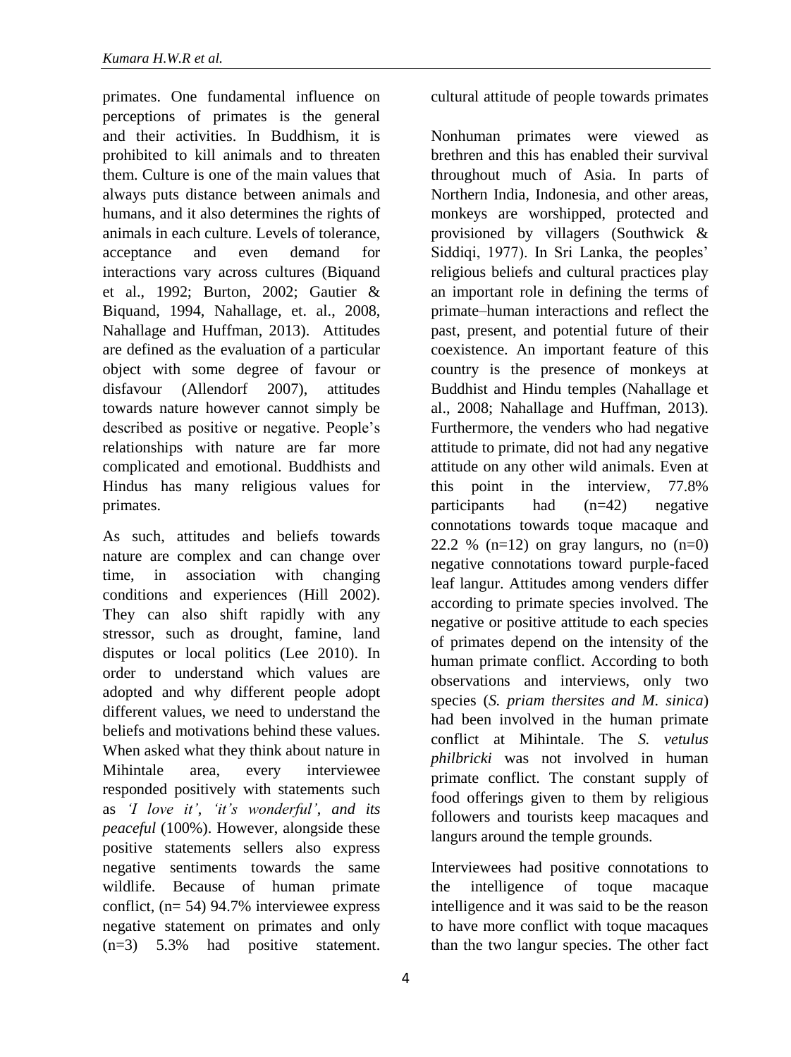primates. One fundamental influence on perceptions of primates is the general cultural attitude of people towards primates and their activities. In Buddhism, it is prohibited to kill animals and to threaten them. Culture is one of the main values that always puts distance between animals and humans, and it also determines the rights of animals in each culture. Levels of tolerance, acceptance and even demand for interactions vary across cultures (Biquand et al., 1992; Burton, 2002; Gautier & Biquand, 1994, Nahallage, et. al., 2008, Nahallage and Huffman, 2013). Attitudes are defined as the evaluation of a particular object with some degree of favour or disfavour (Allendorf 2007), attitudes towards nature however cannot simply be described as positive or negative. People's relationships with nature are far more complicated and emotional. Buddhists and Hindus has many religious values for primates.

As such, attitudes and beliefs towards nature are complex and can change over time, in association with changing conditions and experiences (Hill 2002). They can also shift rapidly with any stressor, such as drought, famine, land disputes or local politics (Lee 2010). In order to understand which values are adopted and why different people adopt different values, we need to understand the beliefs and motivations behind these values. When asked what they think about nature in Mihintale area, every interviewee responded positively with statements such as *'I love it'*, *'it's wonderful'*, *and its peaceful* (100%). However, alongside these positive statements sellers also express negative sentiments towards the same wildlife. Because of human primate conflict, (n= 54) 94.7% interviewee express negative statement on primates and only (n=3) 5.3% had positive statement.

Nonhuman primates were viewed as brethren and this has enabled their survival throughout much of Asia. In parts of Northern India, Indonesia, and other areas, monkeys are worshipped, protected and provisioned by villagers (Southwick & Siddiqi, 1977). In Sri Lanka, the peoples' religious beliefs and cultural practices play an important role in defining the terms of primate–human interactions and reflect the past, present, and potential future of their coexistence. An important feature of this country is the presence of monkeys at Buddhist and Hindu temples (Nahallage et al., 2008; Nahallage and Huffman, 2013). Furthermore, the venders who had negative attitude to primate, did not had any negative attitude on any other wild animals. Even at this point in the interview, 77.8% participants had (n=42) negative connotations towards toque macaque and 22.2 % (n=12) on gray langurs, no (n=0) negative connotations toward purple-faced leaf langur. Attitudes among venders differ according to primate species involved. The negative or positive attitude to each species of primates depend on the intensity of the human primate conflict. According to both observations and interviews, only two species (*S. priam thersites and M. sinica*) had been involved in the human primate conflict at Mihintale. The *S. vetulus philbricki* was not involved in human primate conflict. The constant supply of food offerings given to them by religious followers and tourists keep macaques and langurs around the temple grounds.

Interviewees had positive connotations to the intelligence of toque macaque intelligence and it was said to be the reason to have more conflict with toque macaques than the two langur species. The other fact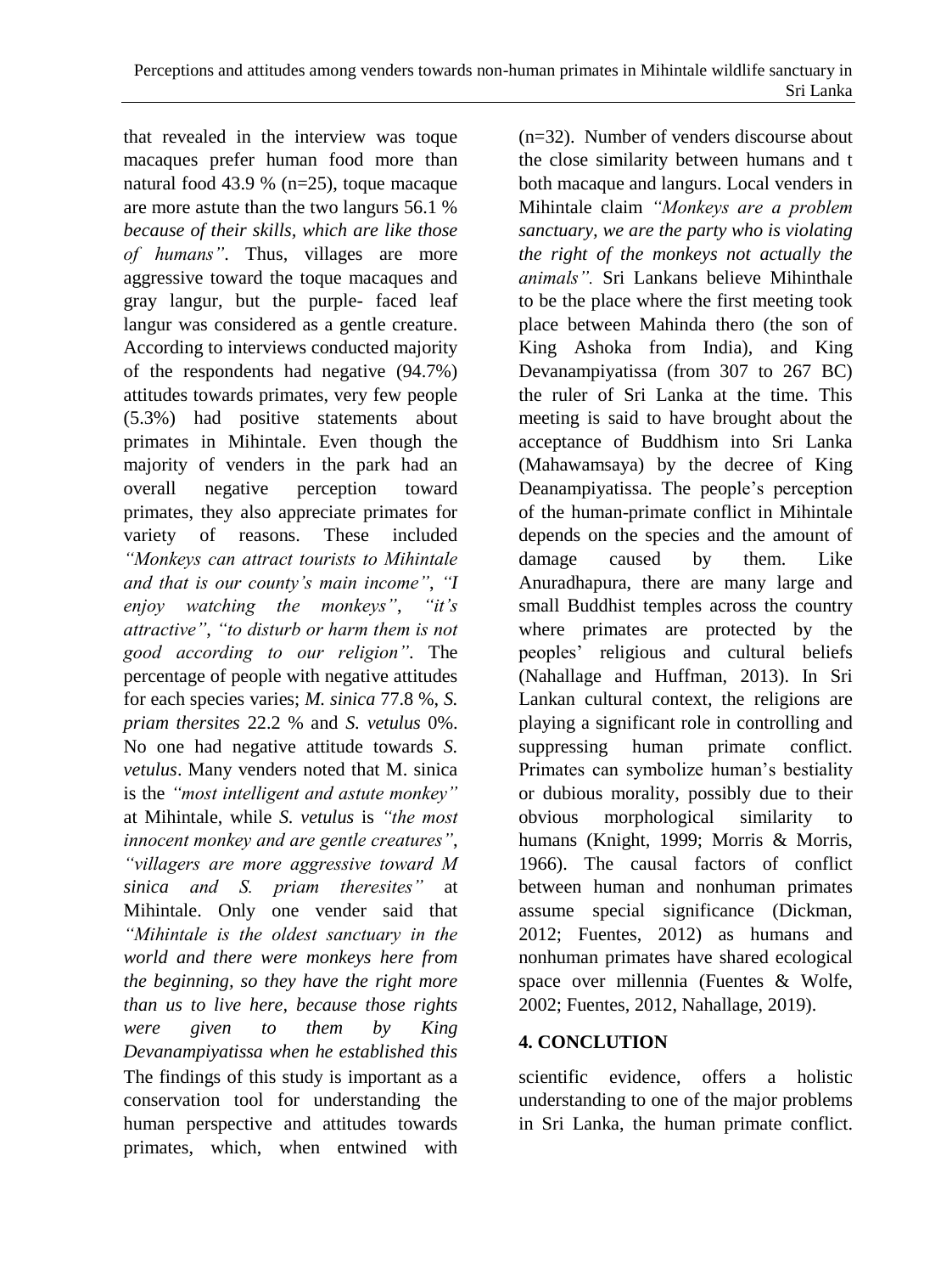that revealed in the interview was toque macaques prefer human food more than natural food 43.9 % (n=25), toque macaque are more astute than the two langurs 56.1 % *because of their skills, which are like those of humans"*. Thus, villages are more aggressive toward the toque macaques and gray langur, but the purple- faced leaf langur was considered as a gentle creature. According to interviews conducted majority of the respondents had negative (94.7%) attitudes towards primates, very few people (5.3%) had positive statements about primates in Mihintale. Even though the majority of venders in the park had an overall negative perception toward primates, they also appreciate primates for variety of reasons. These included *"Monkeys can attract tourists to Mihintale and that is our county's main income"*, *"I enjoy watching the monkeys"*, *"it's attractive"*, *"to disturb or harm them is not good according to our religion"*. The percentage of people with negative attitudes for each species varies; *M. sinica* 77.8 %, *S. priam thersites* 22.2 % and *S. vetulus* 0%. No one had negative attitude towards *S. vetulus*. Many venders noted that M. sinica is the *"most intelligent and astute monkey"* at Mihintale, while *S. vetulus* is *"the most innocent monkey and are gentle creatures"*, *"villagers are more aggressive toward M sinica and S. priam theresites"* at Mihintale. Only one vender said that *"Mihintale is the oldest sanctuary in the world and there were monkeys here from the beginning, so they have the right more than us to live here, because those rights were given to them by King Devanampiyatissa when he established this* (n=32). Number of venders discourse about the close similarity between humans and t both macaque and langurs. Local venders in Mihintale claim *"Monkeys are a problem sanctuary, we are the party who is violating the right of the monkeys not actually the animals"*. Sri Lankans believe Mihinthale to be the place where the first meeting took place between Mahinda thero (the son of King Ashoka from India), and King Devanampiyatissa (from 307 to 267 BC) the ruler of Sri Lanka at the time. This meeting is said to have brought about the acceptance of Buddhism into Sri Lanka (Mahawamsaya) by the decree of King Deanampiyatissa. The people's perception of the human-primate conflict in Mihintale depends on the species and the amount of damage caused by them. Like Anuradhapura, there are many large and small Buddhist temples across the country where primates are protected by the peoples' religious and cultural beliefs (Nahallage and Huffman, 2013). In Sri Lankan cultural context, the religions are playing a significant role in controlling and suppressing human primate conflict. Primates can symbolize human's bestiality or dubious morality, possibly due to their obvious morphological similarity to humans (Knight, 1999; Morris & Morris, 1966). The causal factors of conflict between human and nonhuman primates assume special significance (Dickman, 2012; Fuentes, 2012) as humans and nonhuman primates have shared ecological space over millennia (Fuentes & Wolfe, 2002; Fuentes, 2012, Nahallage, 2019).

## 4. CONCLUTION

The findings of this study is important as a conservation tool for understanding the human perspective and attitudes towards primates, which, when entwined with scientific evidence, offers a holistic understanding to one of the major problems in Sri Lanka, the human primate conflict.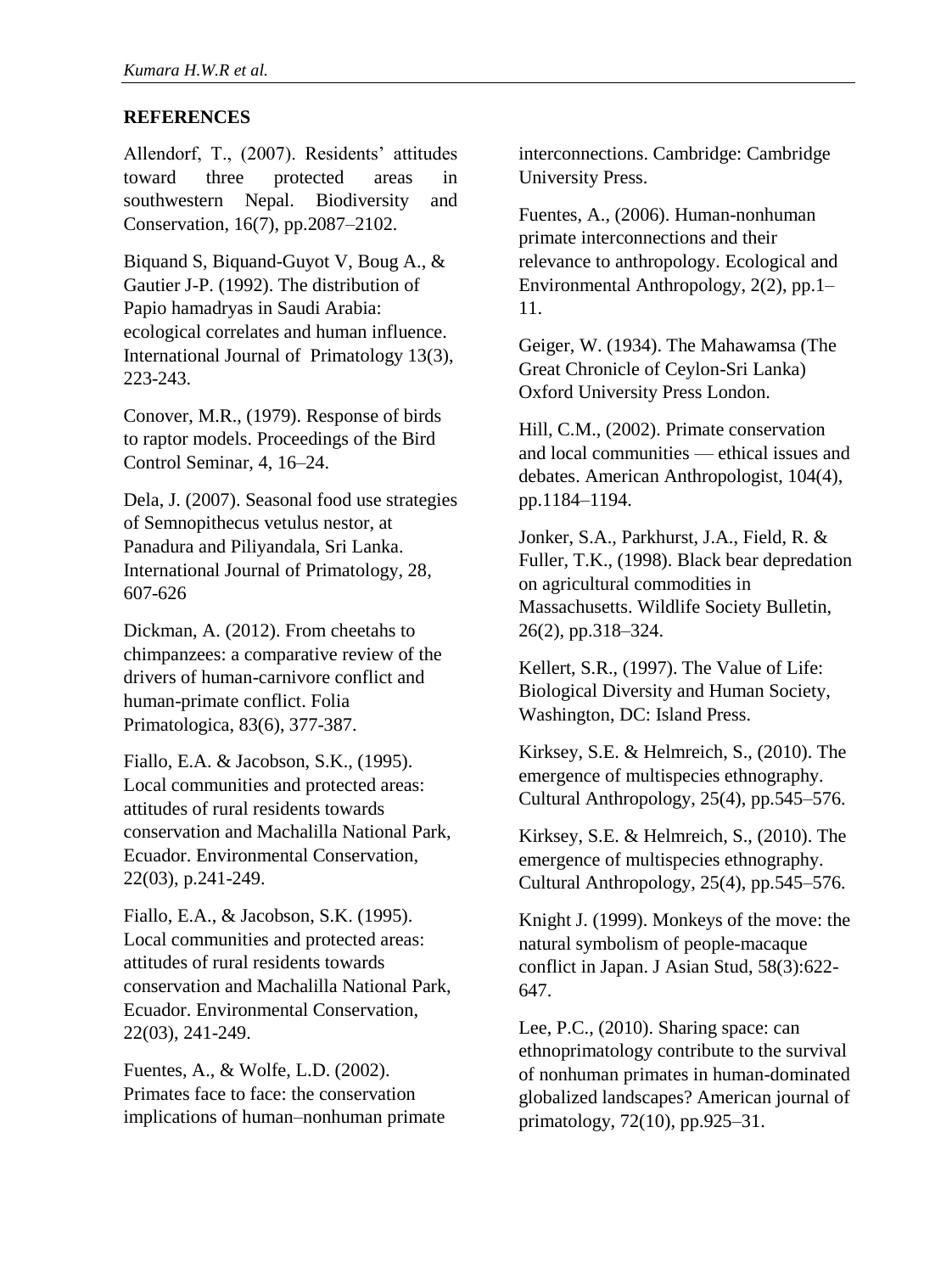## REFERENCES

Allendorf, T., (2007). Residents' attitudes toward three protected areas in southwestern Nepal. Biodiversity and Conservation, 16(7), pp.2087–2102.

Biquand S, Biquand-Guyot V, Boug A., & Gautier J-P. (1992). The distribution of Papio hamadryas in Saudi Arabia: ecological correlates and human influence. International Journal of Primatology 13(3), 223-243.

Conover, M.R., (1979). Response of birds to raptor models. Proceedings of the Bird Control Seminar, 4, 16–24.

Dela, J. (2007). Seasonal food use strategies of Semnopithecus vetulus nestor, at Panadura and Piliyandala, Sri Lanka. International Journal of Primatology, 28, 607-626

Dickman, A. (2012). From cheetahs to chimpanzees: a comparative review of the drivers of human-carnivore conflict and human-primate conflict. Folia Primatologica, 83(6), 377-387.

Fiallo, E.A. & Jacobson, S.K., (1995). Local communities and protected areas: attitudes of rural residents towards conservation and Machalilla National Park, Ecuador. Environmental Conservation, 22(03), p.241-249.

Fiallo, E.A., & Jacobson, S.K. (1995). Local communities and protected areas: attitudes of rural residents towards conservation and Machalilla National Park, Ecuador. Environmental Conservation, 22(03), 241-249.

Fuentes, A., & Wolfe, L.D. (2002). Primates face to face: the conservation implications of human–nonhuman primate interconnections. Cambridge: Cambridge University Press.

Fuentes, A., (2006). Human-nonhuman primate interconnections and their relevance to anthropology. Ecological and Environmental Anthropology, 2(2), pp.1–11.

Geiger, W. (1934). The Mahawamsa (The Great Chronicle of Ceylon-Sri Lanka) Oxford University Press London.

Hill, C.M., (2002). Primate conservation and local communities — ethical issues and debates. American Anthropologist, 104(4), pp.1184–1194.

Jonker, S.A., Parkhurst, J.A., Field, R. & Fuller, T.K., (1998). Black bear depredation on agricultural commodities in Massachusetts. Wildlife Society Bulletin, 26(2), pp.318–324.

Kellert, S.R., (1997). The Value of Life: Biological Diversity and Human Society, Washington, DC: Island Press.

Kirksey, S.E. & Helmreich, S., (2010). The emergence of multispecies ethnography. Cultural Anthropology, 25(4), pp.545–576.

Kirksey, S.E. & Helmreich, S., (2010). The emergence of multispecies ethnography. Cultural Anthropology, 25(4), pp.545–576.

Knight J. (1999). Monkeys of the move: the natural symbolism of people-macaque conflict in Japan. J Asian Stud, 58(3):622-647.

Lee, P.C., (2010). Sharing space: can ethnoprimatology contribute to the survival of nonhuman primates in human-dominated globalized landscapes? American journal of primatology, 72(10), pp.925–31.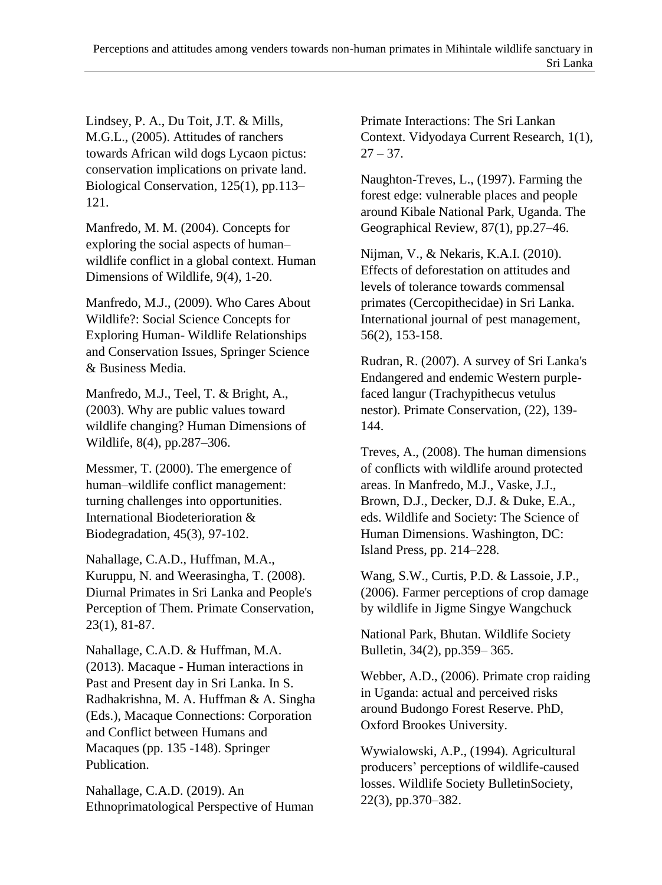Lindsey, P. A., Du Toit, J.T. & Mills, M.G.L., (2005). Attitudes of ranchers towards African wild dogs Lycaon pictus: conservation implications on private land. Biological Conservation, 125(1), pp.113–121.

Manfredo, M. M. (2004). Concepts for exploring the social aspects of human–wildlife conflict in a global context. Human Dimensions of Wildlife, 9(4), 1-20.

Manfredo, M.J., (2009). Who Cares About Wildlife?: Social Science Concepts for Exploring Human- Wildlife Relationships and Conservation Issues, Springer Science & Business Media.

Manfredo, M.J., Teel, T. & Bright, A., (2003). Why are public values toward wildlife changing? Human Dimensions of Wildlife, 8(4), pp.287–306.

Messmer, T. (2000). The emergence of human–wildlife conflict management: turning challenges into opportunities. International Biodeterioration & Biodegradation, 45(3), 97-102.

Nahallage, C.A.D., Huffman, M.A., Kuruppu, N. and Weerasingha, T. (2008). Diurnal Primates in Sri Lanka and People's Perception of Them. Primate Conservation, 23(1), 81-87.

Nahallage, C.A.D. & Huffman, M.A. (2013). Macaque - Human interactions in Past and Present day in Sri Lanka. In S. Radhakrishna, M. A. Huffman & A. Singha (Eds.), Macaque Connections: Corporation and Conflict between Humans and Macaques (pp. 135 -148). Springer Publication.

Nahallage, C.A.D. (2019). An Ethnoprimatological Perspective of Human Primate Interactions: The Sri Lankan Context. Vidyodaya Current Research, 1(1), 27 – 37.

Naughton-Treves, L., (1997). Farming the forest edge: vulnerable places and people around Kibale National Park, Uganda. The Geographical Review, 87(1), pp.27–46.

Nijman, V., & Nekaris, K.A.I. (2010). Effects of deforestation on attitudes and levels of tolerance towards commensal primates (Cercopithecidae) in Sri Lanka. International journal of pest management, 56(2), 153-158.

Rudran, R. (2007). A survey of Sri Lanka's Endangered and endemic Western purple-faced langur (Trachypithecus vetulus nestor). Primate Conservation, (22), 139-144.

Treves, A., (2008). The human dimensions of conflicts with wildlife around protected areas. In Manfredo, M.J., Vaske, J.J., Brown, D.J., Decker, D.J. & Duke, E.A., eds. Wildlife and Society: The Science of Human Dimensions. Washington, DC: Island Press, pp. 214–228.

Wang, S.W., Curtis, P.D. & Lassoie, J.P., (2006). Farmer perceptions of crop damage by wildlife in Jigme Singye Wangchuck National Park, Bhutan. Wildlife Society Bulletin, 34(2), pp.359– 365.

Webber, A.D., (2006). Primate crop raiding in Uganda: actual and perceived risks around Budongo Forest Reserve. PhD, Oxford Brookes University.

Wywialowski, A.P., (1994). Agricultural producers' perceptions of wildlife-caused losses. Wildlife Society BulletinSociety, 22(3), pp.370–382.